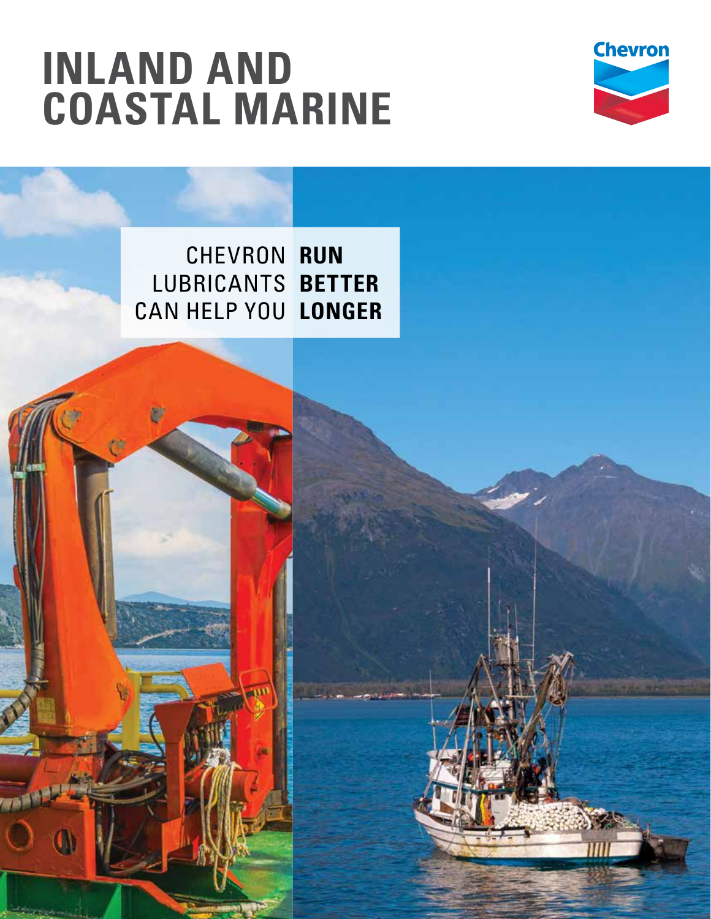# INLAND AND COASTAL MARINE

Chevron

CHEVRON LUBRICANTS CAN HELP YOU **RUN BETTER LONGER**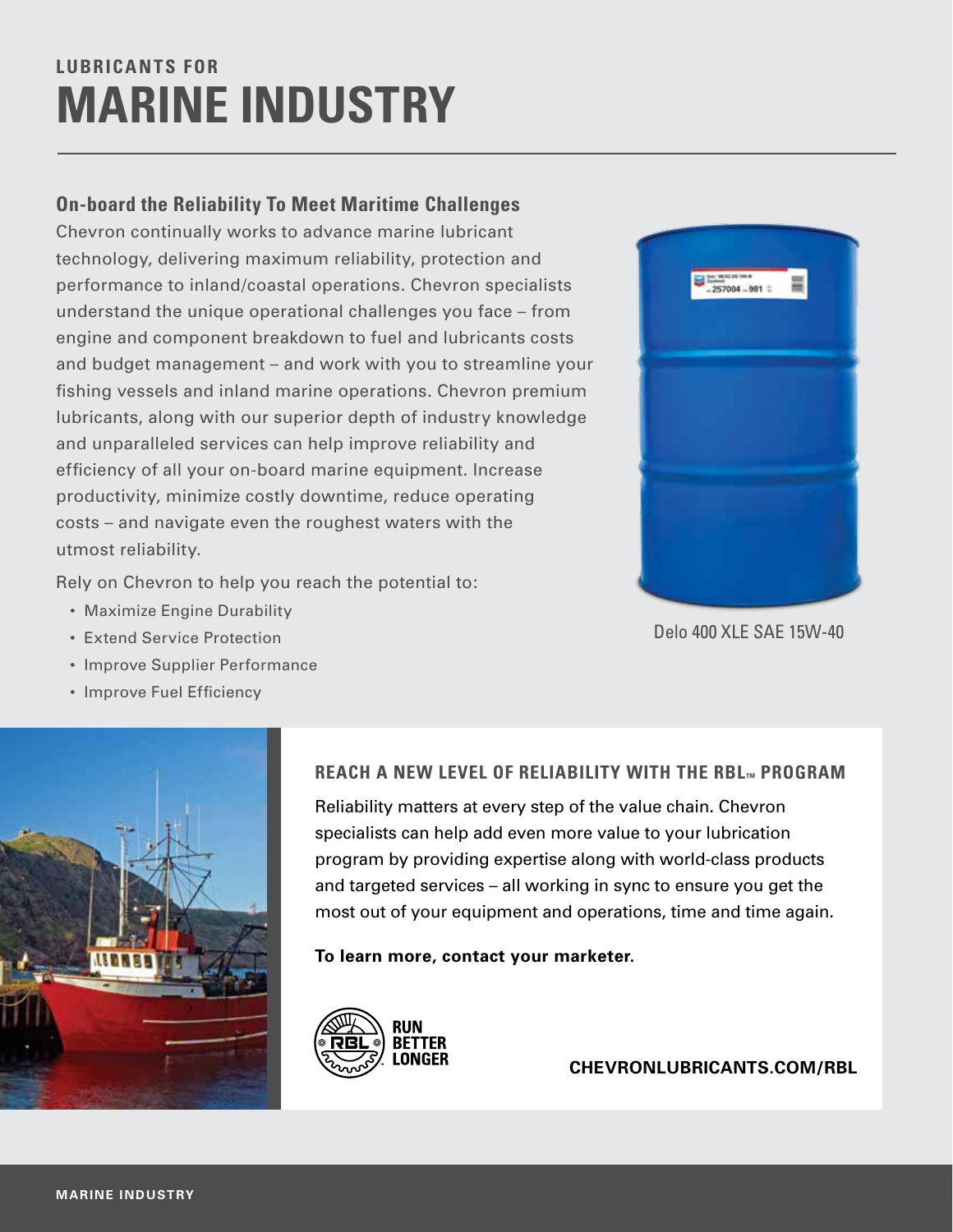LUBRICANTS FOR

# MARINE INDUSTRY

## On-board the Reliability To Meet Maritime Challenges

Chevron continually works to advance marine lubricant technology, delivering maximum reliability, protection and performance to inland/coastal operations. Chevron specialists understand the unique operational challenges you face – from engine and component breakdown to fuel and lubricants costs and budget management – and work with you to streamline your fishing vessels and inland marine operations. Chevron premium lubricants, along with our superior depth of industry knowledge and unparalleled services can help improve reliability and efficiency of all your on-board marine equipment. Increase productivity, minimize costly downtime, reduce operating costs – and navigate even the roughest waters with the utmost reliability.

Rely on Chevron to help you reach the potential to:

- Maximize Engine Durability
- Extend Service Protection
- Improve Supplier Performance
- Improve Fuel Efficiency

Delo 400 XLE SAE 15W-40

### REACH A NEW LEVEL OF RELIABILITY WITH THE RBL™ PROGRAM

Reliability matters at every step of the value chain. Chevron specialists can help add even more value to your lubrication program by providing expertise along with world-class products and targeted services – all working in sync to ensure you get the most out of your equipment and operations, time and time again.

**To learn more, contact your marketer.**

RBL RUN BETTER LONGER

**CHEVRONLUBRICANTS.COM/RBL**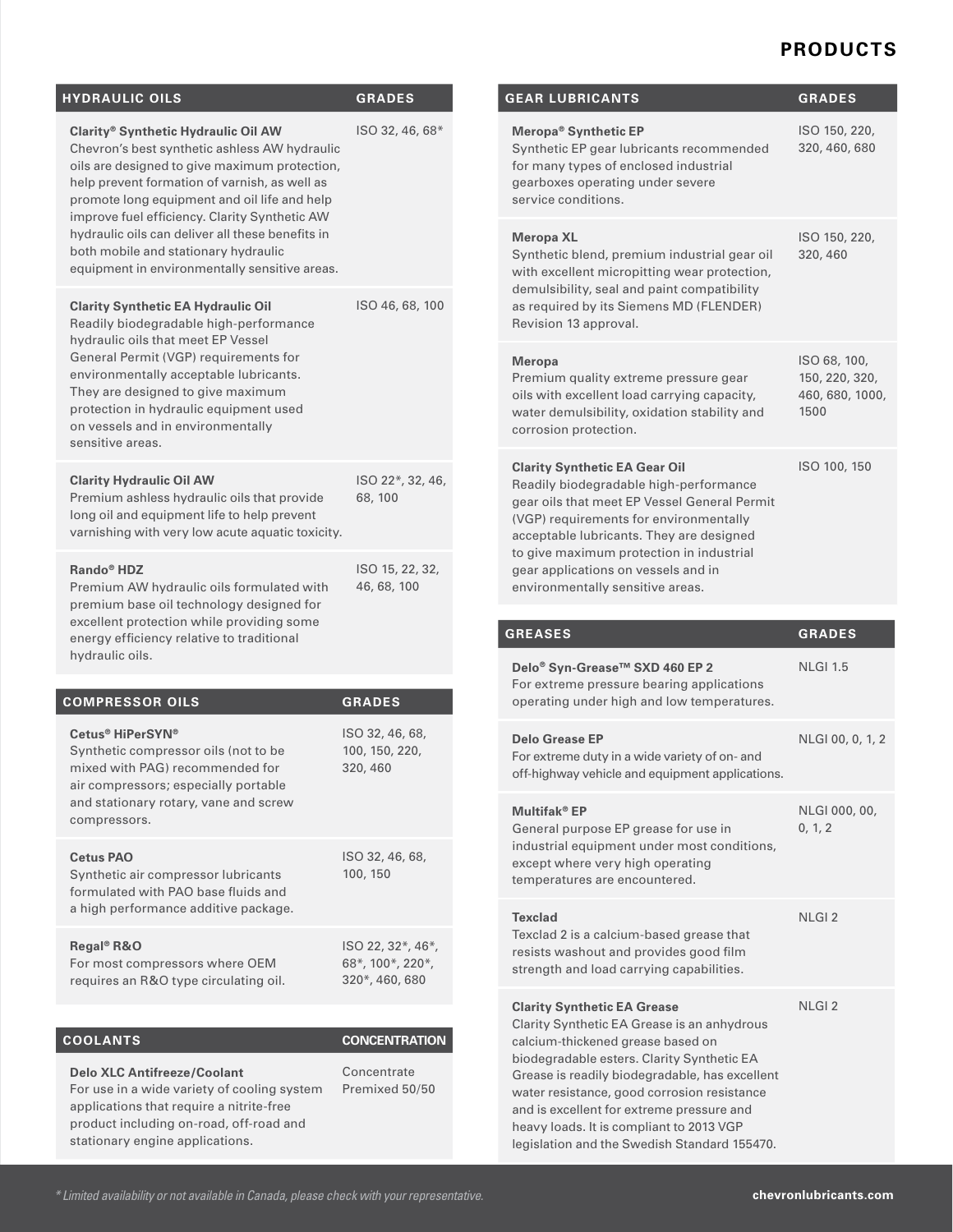# PRODUCTS

| HYDRAULIC OILS | GRADES |
|---|---|
| **Clarity® Synthetic Hydraulic Oil AW** Chevron's best synthetic ashless AW hydraulic oils are designed to give maximum protection, help prevent formation of varnish, as well as promote long equipment and oil life and help improve fuel efficiency. Clarity Synthetic AW hydraulic oils can deliver all these benefits in both mobile and stationary hydraulic equipment in environmentally sensitive areas. | ISO 32, 46, 68* |
| **Clarity Synthetic EA Hydraulic Oil** Readily biodegradable high-performance hydraulic oils that meet EP Vessel General Permit (VGP) requirements for environmentally acceptable lubricants. They are designed to give maximum protection in hydraulic equipment used on vessels and in environmentally sensitive areas. | ISO 46, 68, 100 |
| **Clarity Hydraulic Oil AW** Premium ashless hydraulic oils that provide long oil and equipment life to help prevent varnishing with very low acute aquatic toxicity. | ISO 22*, 32, 46, 68, 100 |
| **Rando® HDZ** Premium AW hydraulic oils formulated with premium base oil technology designed for excellent protection while providing some energy efficiency relative to traditional hydraulic oils. | ISO 15, 22, 32, 46, 68, 100 |

| COMPRESSOR OILS | GRADES |
|---|---|
| **Cetus® HiPerSYN®** Synthetic compressor oils (not to be mixed with PAG) recommended for air compressors; especially portable and stationary rotary, vane and screw compressors. | ISO 32, 46, 68, 100, 150, 220, 320, 460 |
| **Cetus PAO** Synthetic air compressor lubricants formulated with PAO base fluids and a high performance additive package. | ISO 32, 46, 68, 100, 150 |
| **Regal® R&O** For most compressors where OEM requires an R&O type circulating oil. | ISO 22, 32*, 46*, 68*, 100*, 220*, 320*, 460, 680 |

| COOLANTS | CONCENTRATION |
|---|---|
| **Delo XLC Antifreeze/Coolant** For use in a wide variety of cooling system applications that require a nitrite-free product including on-road, off-road and stationary engine applications. | Concentrate Premixed 50/50 |

| GEAR LUBRICANTS | GRADES |
|---|---|
| **Meropa® Synthetic EP** Synthetic EP gear lubricants recommended for many types of enclosed industrial gearboxes operating under severe service conditions. | ISO 150, 220, 320, 460, 680 |
| **Meropa XL** Synthetic blend, premium industrial gear oil with excellent micropitting wear protection, demulsibility, seal and paint compatibility as required by its Siemens MD (FLENDER) Revision 13 approval. | ISO 150, 220, 320, 460 |
| **Meropa** Premium quality extreme pressure gear oils with excellent load carrying capacity, water demulsibility, oxidation stability and corrosion protection. | ISO 68, 100, 150, 220, 320, 460, 680, 1000, 1500 |
| **Clarity Synthetic EA Gear Oil** Readily biodegradable high-performance gear oils that meet EP Vessel General Permit (VGP) requirements for environmentally acceptable lubricants. They are designed to give maximum protection in industrial gear applications on vessels and in environmentally sensitive areas. | ISO 100, 150 |

| GREASES | GRADES |
|---|---|
| **Delo® Syn-Grease™ SXD 460 EP 2** For extreme pressure bearing applications operating under high and low temperatures. | NLGI 1.5 |
| **Delo Grease EP** For extreme duty in a wide variety of on- and off-highway vehicle and equipment applications. | NLGI 00, 0, 1, 2 |
| **Multifak® EP** General purpose EP grease for use in industrial equipment under most conditions, except where very high operating temperatures are encountered. | NLGI 000, 00, 0, 1, 2 |
| **Texclad** Texclad 2 is a calcium-based grease that resists washout and provides good film strength and load carrying capabilities. | NLGI 2 |
| **Clarity Synthetic EA Grease** Clarity Synthetic EA Grease is an anhydrous calcium-thickened grease based on biodegradable esters. Clarity Synthetic EA Grease is readily biodegradable, has excellent water resistance, good corrosion resistance and is excellent for extreme pressure and heavy loads. It is compliant to 2013 VGP legislation and the Swedish Standard 155470. | NLGI 2 |

*\* Limited availability or not available in Canada, please check with your representative.*

chevronlubricants.com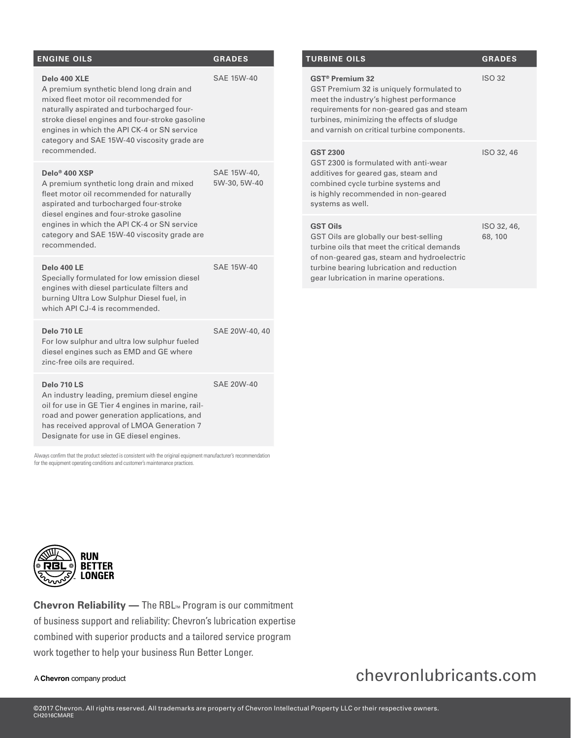| ENGINE OILS | GRADES |
| --- | --- |
| **Delo 400 XLE**<br>A premium synthetic blend long drain and mixed fleet motor oil recommended for naturally aspirated and turbocharged four-stroke diesel engines and four-stroke gasoline engines in which the API CK-4 or SN service category and SAE 15W-40 viscosity grade are recommended. | SAE 15W-40 |
| **Delo® 400 XSP**<br>A premium synthetic long drain and mixed fleet motor oil recommended for naturally aspirated and turbocharged four-stroke diesel engines and four-stroke gasoline engines in which the API CK-4 or SN service category and SAE 15W-40 viscosity grade are recommended. | SAE 15W-40, 5W-30, 5W-40 |
| **Delo 400 LE**<br>Specially formulated for low emission diesel engines with diesel particulate filters and burning Ultra Low Sulphur Diesel fuel, in which API CJ-4 is recommended. | SAE 15W-40 |
| **Delo 710 LE**<br>For low sulphur and ultra low sulphur fueled diesel engines such as EMD and GE where zinc-free oils are required. | SAE 20W-40, 40 |
| **Delo 710 LS**<br>An industry leading, premium diesel engine oil for use in GE Tier 4 engines in marine, rail-road and power generation applications, and has received approval of LMOA Generation 7 Designate for use in GE diesel engines. | SAE 20W-40 |

Always confirm that the product selected is consistent with the original equipment manufacturer's recommendation for the equipment operating conditions and customer's maintenance practices.

| TURBINE OILS | GRADES |
| --- | --- |
| **GST® Premium 32**<br>GST Premium 32 is uniquely formulated to meet the industry's highest performance requirements for non-geared gas and steam turbines, minimizing the effects of sludge and varnish on critical turbine components. | ISO 32 |
| **GST 2300**<br>GST 2300 is formulated with anti-wear additives for geared gas, steam and combined cycle turbine systems and is highly recommended in non-geared systems as well. | ISO 32, 46 |
| **GST Oils**<br>GST Oils are globally our best-selling turbine oils that meet the critical demands of non-geared gas, steam and hydroelectric turbine bearing lubrication and reduction gear lubrication in marine operations. | ISO 32, 46, 68, 100 |

RBL RUN BETTER LONGER

**Chevron Reliability —** The RBL™ Program is our commitment of business support and reliability: Chevron's lubrication expertise combined with superior products and a tailored service program work together to help your business Run Better Longer.

A **Chevron** company product

chevronlubricants.com

©2017 Chevron. All rights reserved. All trademarks are property of Chevron Intellectual Property LLC or their respective owners.
CH2016CMARE